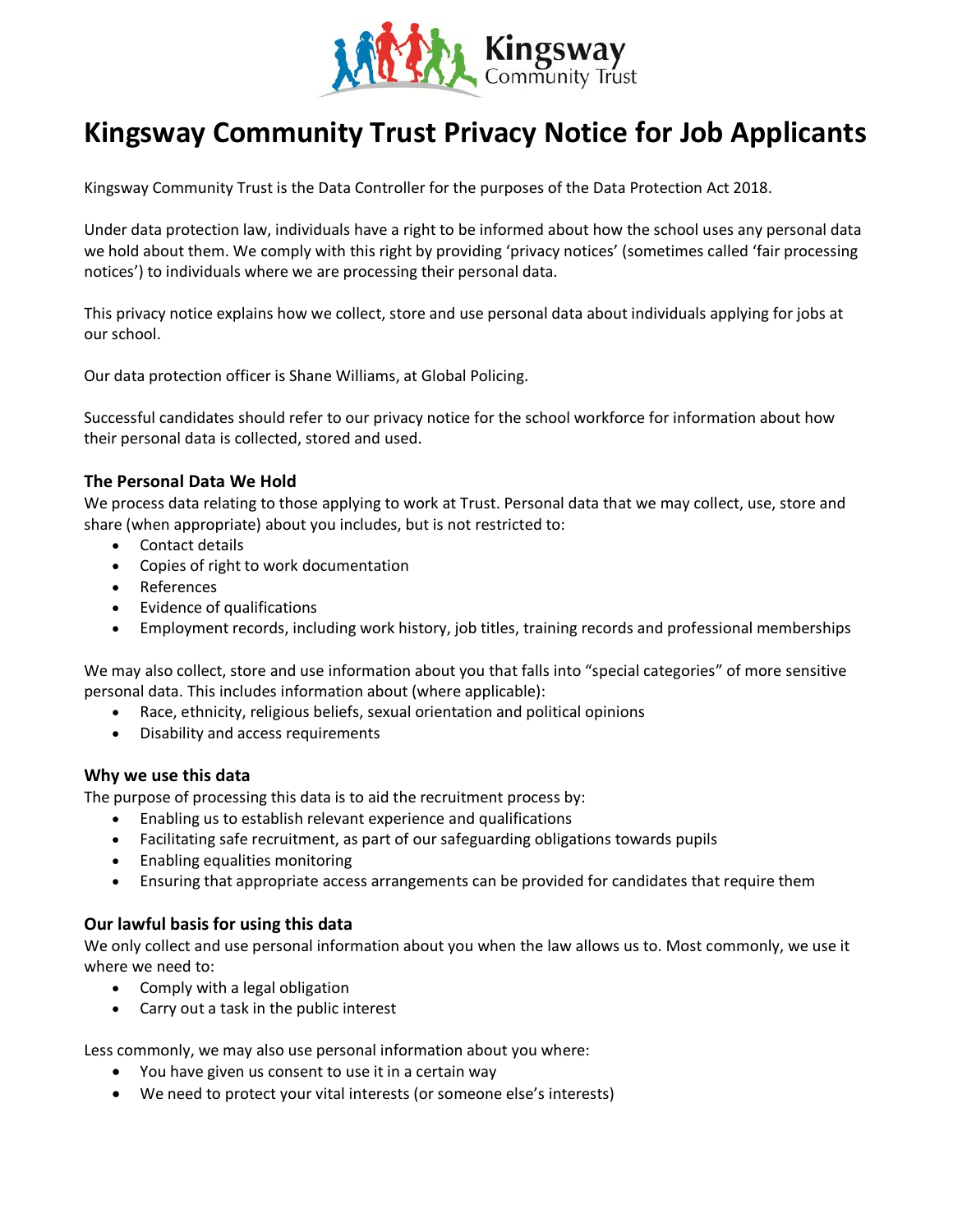# Kingsway Community Trust Privacy Notice for Job Applicants

Kingsway Community Trust is the Data Controller for the purposes of the Data Protection Act 2018.

Under data protection law, individuals have a right to be informed about how the school uses any personal data we hold about them. We comply with this right by providing 'privacy notices' (sometimes called 'fair processing notices') to individuals where we are processing their personal data.

This privacy notice explains how we collect, store and use personal data about individuals applying for jobs at our school.

Our data protection officer is Shane Williams, at Global Policing.

Successful candidates should refer to our privacy notice for the school workforce for information about how their personal data is collected, stored and used.

### The Personal Data We Hold

We process data relating to those applying to work at Trust. Personal data that we may collect, use, store and share (when appropriate) about you includes, but is not restricted to:

- Contact details
- Copies of right to work documentation
- References
- Evidence of qualifications
- Employment records, including work history, job titles, training records and professional memberships

We may also collect, store and use information about you that falls into "special categories" of more sensitive personal data. This includes information about (where applicable):

- Race, ethnicity, religious beliefs, sexual orientation and political opinions
- Disability and access requirements

### Why we use this data

The purpose of processing this data is to aid the recruitment process by:

- Enabling us to establish relevant experience and qualifications
- Facilitating safe recruitment, as part of our safeguarding obligations towards pupils
- Enabling equalities monitoring
- Ensuring that appropriate access arrangements can be provided for candidates that require them

### Our lawful basis for using this data

We only collect and use personal information about you when the law allows us to. Most commonly, we use it where we need to:

- Comply with a legal obligation
- Carry out a task in the public interest

Less commonly, we may also use personal information about you where:

- You have given us consent to use it in a certain way
- We need to protect your vital interests (or someone else's interests)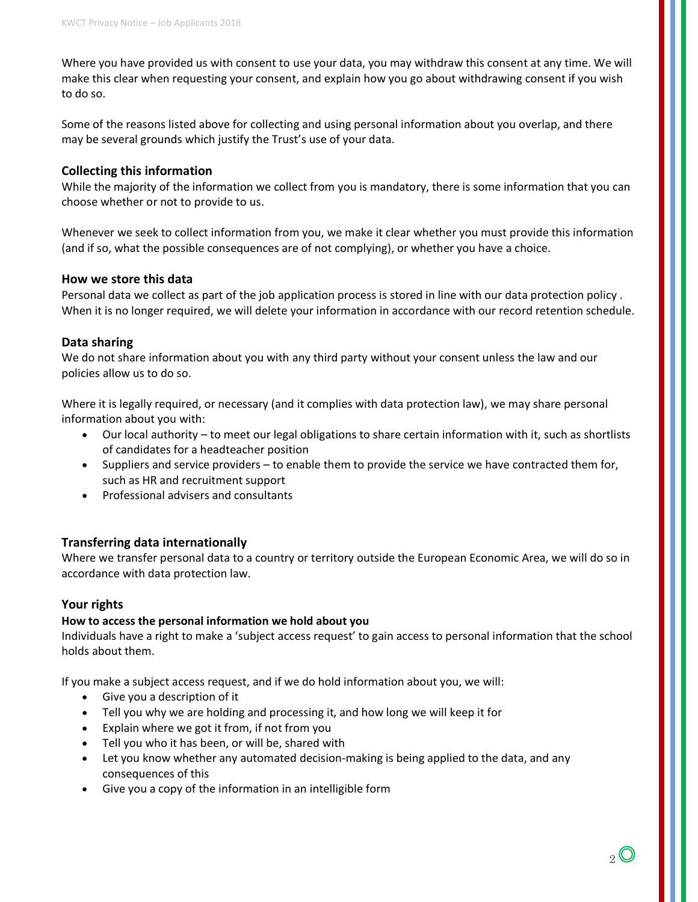Where you have provided us with consent to use your data, you may withdraw this consent at any time. We will make this clear when requesting your consent, and explain how you go about withdrawing consent if you wish to do so.

Some of the reasons listed above for collecting and using personal information about you overlap, and there may be several grounds which justify the Trust's use of your data.

### Collecting this information

While the majority of the information we collect from you is mandatory, there is some information that you can choose whether or not to provide to us.

Whenever we seek to collect information from you, we make it clear whether you must provide this information (and if so, what the possible consequences are of not complying), or whether you have a choice.

### How we store this data

Personal data we collect as part of the job application process is stored in line with our data protection policy . When it is no longer required, we will delete your information in accordance with our record retention schedule.

### Data sharing

We do not share information about you with any third party without your consent unless the law and our policies allow us to do so.

Where it is legally required, or necessary (and it complies with data protection law), we may share personal information about you with:

- Our local authority – to meet our legal obligations to share certain information with it, such as shortlists of candidates for a headteacher position
- Suppliers and service providers – to enable them to provide the service we have contracted them for, such as HR and recruitment support
- Professional advisers and consultants

### Transferring data internationally

Where we transfer personal data to a country or territory outside the European Economic Area, we will do so in accordance with data protection law.

### Your rights

#### How to access the personal information we hold about you

Individuals have a right to make a 'subject access request' to gain access to personal information that the school holds about them.

If you make a subject access request, and if we do hold information about you, we will:

- Give you a description of it
- Tell you why we are holding and processing it, and how long we will keep it for
- Explain where we got it from, if not from you
- Tell you who it has been, or will be, shared with
- Let you know whether any automated decision-making is being applied to the data, and any consequences of this
- Give you a copy of the information in an intelligible form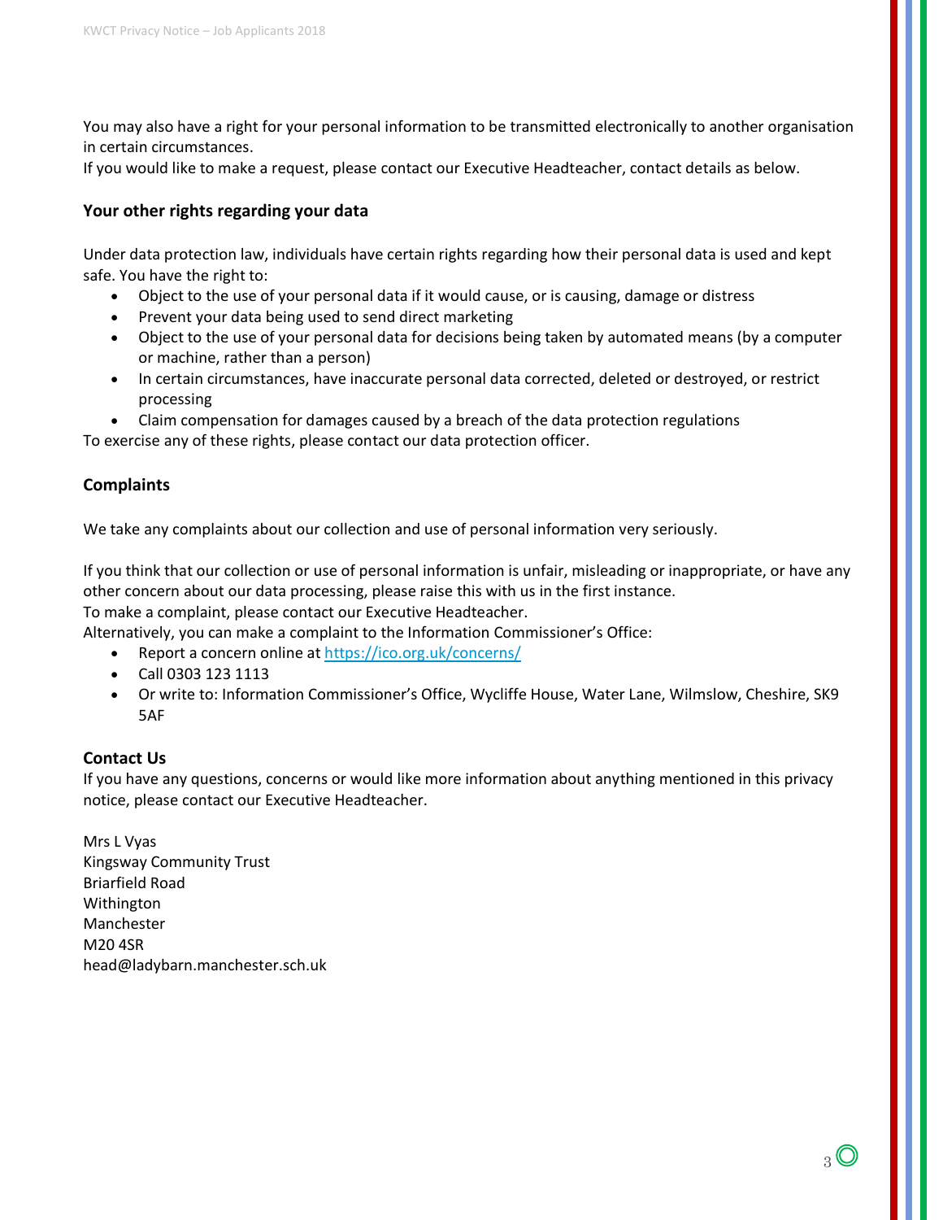You may also have a right for your personal information to be transmitted electronically to another organisation in certain circumstances.
If you would like to make a request, please contact our Executive Headteacher, contact details as below.

## Your other rights regarding your data

Under data protection law, individuals have certain rights regarding how their personal data is used and kept safe. You have the right to:

- Object to the use of your personal data if it would cause, or is causing, damage or distress
- Prevent your data being used to send direct marketing
- Object to the use of your personal data for decisions being taken by automated means (by a computer or machine, rather than a person)
- In certain circumstances, have inaccurate personal data corrected, deleted or destroyed, or restrict processing
- Claim compensation for damages caused by a breach of the data protection regulations

To exercise any of these rights, please contact our data protection officer.

## Complaints

We take any complaints about our collection and use of personal information very seriously.

If you think that our collection or use of personal information is unfair, misleading or inappropriate, or have any other concern about our data processing, please raise this with us in the first instance.
To make a complaint, please contact our Executive Headteacher.
Alternatively, you can make a complaint to the Information Commissioner's Office:

- Report a concern online at https://ico.org.uk/concerns/
- Call 0303 123 1113
- Or write to: Information Commissioner's Office, Wycliffe House, Water Lane, Wilmslow, Cheshire, SK9 5AF

## Contact Us

If you have any questions, concerns or would like more information about anything mentioned in this privacy notice, please contact our Executive Headteacher.

Mrs L Vyas
Kingsway Community Trust
Briarfield Road
Withington
Manchester
M20 4SR
head@ladybarn.manchester.sch.uk